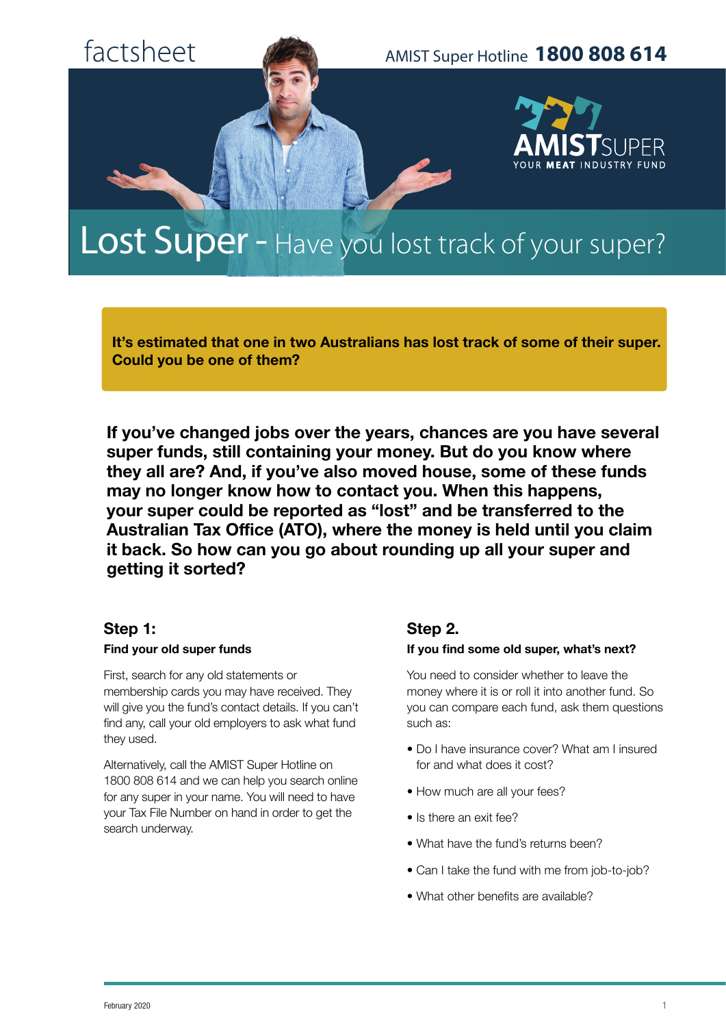factsheet

AMIST Super Hotline **1800 808 614**

AMISTSUPER
YOUR **MEAT** INDUSTRY FUND

# Lost Super - Have you lost track of your super?

**It's estimated that one in two Australians has lost track of some of their super. Could you be one of them?**

**If you've changed jobs over the years, chances are you have several super funds, still containing your money. But do you know where they all are? And, if you've also moved house, some of these funds may no longer know how to contact you. When this happens, your super could be reported as "lost" and be transferred to the Australian Tax Office (ATO), where the money is held until you claim it back. So how can you go about rounding up all your super and getting it sorted?**

## Step 1:

### Find your old super funds

First, search for any old statements or membership cards you may have received. They will give you the fund's contact details. If you can't find any, call your old employers to ask what fund they used.

Alternatively, call the AMIST Super Hotline on 1800 808 614 and we can help you search online for any super in your name. You will need to have your Tax File Number on hand in order to get the search underway.

## Step 2.

### If you find some old super, what's next?

You need to consider whether to leave the money where it is or roll it into another fund. So you can compare each fund, ask them questions such as:

- Do I have insurance cover? What am I insured for and what does it cost?
- How much are all your fees?
- Is there an exit fee?
- What have the fund's returns been?
- Can I take the fund with me from job-to-job?
- What other benefits are available?

February 2020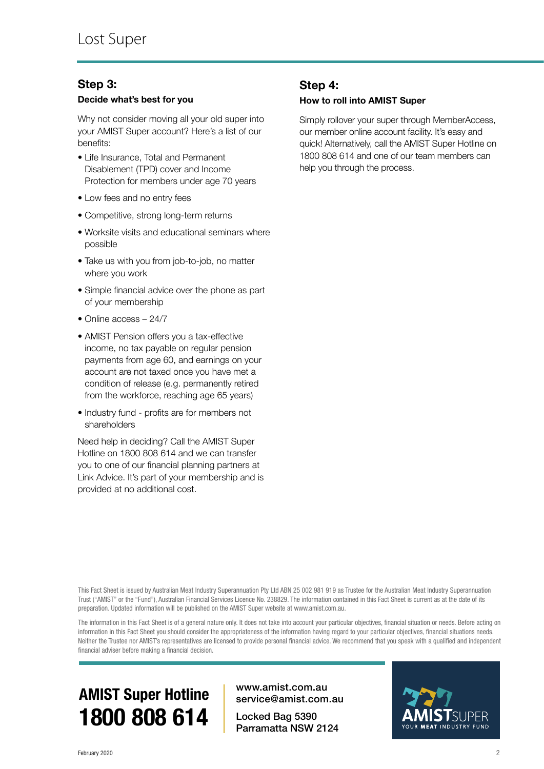## Step 3:

### Decide what's best for you

Why not consider moving all your old super into your AMIST Super account? Here's a list of our benefits:

- Life Insurance, Total and Permanent Disablement (TPD) cover and Income Protection for members under age 70 years
- Low fees and no entry fees
- Competitive, strong long-term returns
- Worksite visits and educational seminars where possible
- Take us with you from job-to-job, no matter where you work
- Simple financial advice over the phone as part of your membership
- Online access – 24/7
- AMIST Pension offers you a tax-effective income, no tax payable on regular pension payments from age 60, and earnings on your account are not taxed once you have met a condition of release (e.g. permanently retired from the workforce, reaching age 65 years)
- Industry fund - profits are for members not shareholders

Need help in deciding? Call the AMIST Super Hotline on 1800 808 614 and we can transfer you to one of our financial planning partners at Link Advice. It's part of your membership and is provided at no additional cost.

## Step 4:

### How to roll into AMIST Super

Simply rollover your super through MemberAccess, our member online account facility. It's easy and quick! Alternatively, call the AMIST Super Hotline on 1800 808 614 and one of our team members can help you through the process.

This Fact Sheet is issued by Australian Meat Industry Superannuation Pty Ltd ABN 25 002 981 919 as Trustee for the Australian Meat Industry Superannuation Trust ("AMIST" or the "Fund"), Australian Financial Services Licence No. 238829. The information contained in this Fact Sheet is current as at the date of its preparation. Updated information will be published on the AMIST Super website at www.amist.com.au.

The information in this Fact Sheet is of a general nature only. It does not take into account your particular objectives, financial situation or needs. Before acting on information in this Fact Sheet you should consider the appropriateness of the information having regard to your particular objectives, financial situations needs. Neither the Trustee nor AMIST's representatives are licensed to provide personal financial advice. We recommend that you speak with a qualified and independent financial adviser before making a financial decision.

**AMIST Super Hotline**
**1800 808 614**

**www.amist.com.au**
**service@amist.com.au**

**Locked Bag 5390**
**Parramatta NSW 2124**

AMISTSUPER
YOUR MEAT INDUSTRY FUND

February 2020